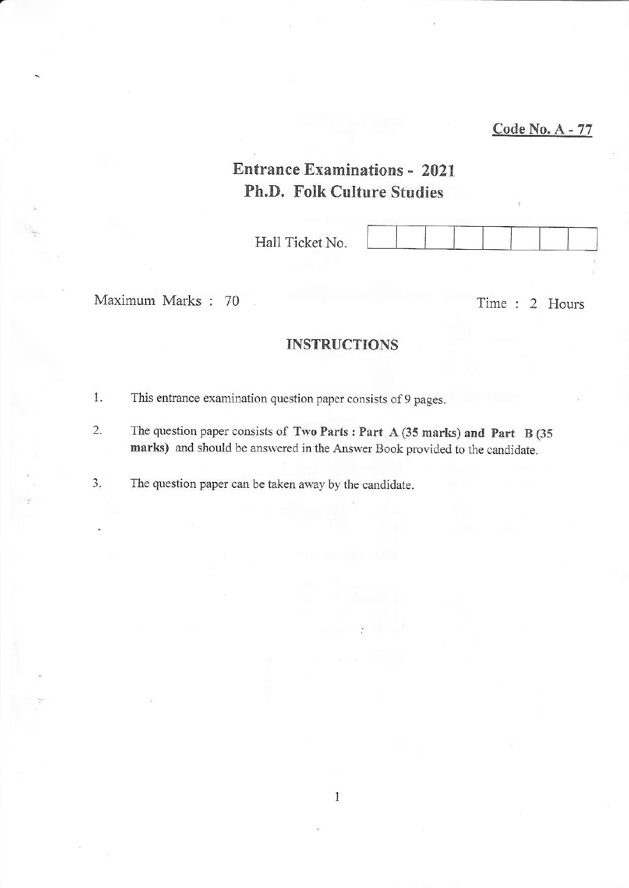<u>Code No. A - 77</u>

# Entrance Examinations - 2021
## Ph.D. Folk Culture Studies

Hall Ticket No. | | | | | | | | |

Maximum Marks : 70

Time : 2 Hours

### INSTRUCTIONS

1. This entrance examination question paper consists of 9 pages.
2. The question paper consists of **Two Parts : Part A (35 marks) and Part B (35 marks)** and should be answered in the Answer Book provided to the candidate.
3. The question paper can be taken away by the candidate.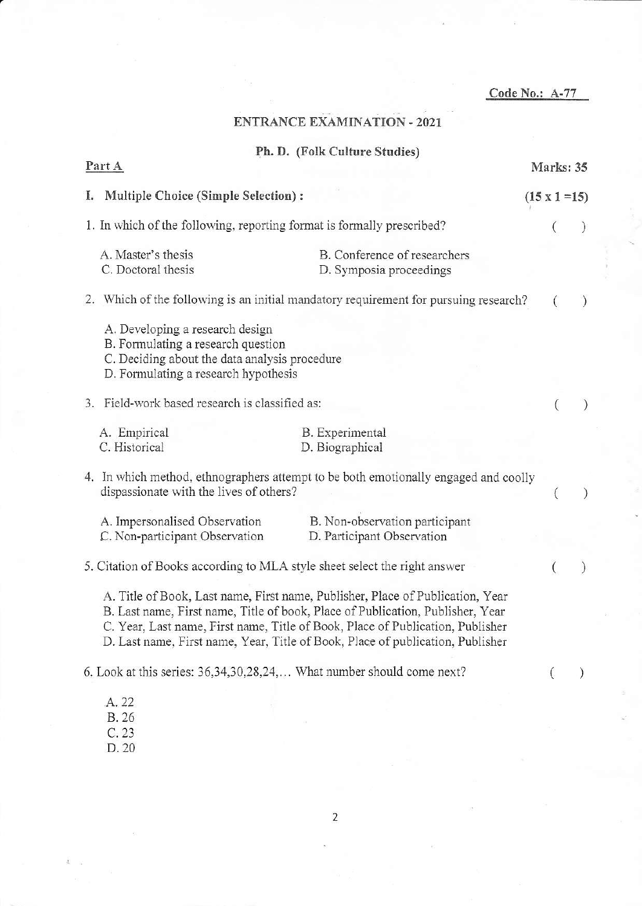Code No.: A-77

# ENTRANCE EXAMINATION - 2021

## Ph. D. (Folk Culture Studies)

**Part A** **Marks: 35**

**I. Multiple Choice (Simple Selection) :** **(15 x 1 =15)**

1. In which of the following, reporting format is formally prescribed? ( )

   A. Master's thesis  B. Conference of researchers
   C. Doctoral thesis  D. Symposia proceedings

2. Which of the following is an initial mandatory requirement for pursuing research? ( )

   A. Developing a research design
   B. Formulating a research question
   C. Deciding about the data analysis procedure
   D. Formulating a research hypothesis

3. Field-work based research is classified as: ( )

   A. Empirical  B. Experimental
   C. Historical  D. Biographical

4. In which method, ethnographers attempt to be both emotionally engaged and coolly dispassionate with the lives of others? ( )

   A. Impersonalised Observation  B. Non-observation participant
   C. Non-participant Observation  D. Participant Observation

5. Citation of Books according to MLA style sheet select the right answer ( )

   A. Title of Book, Last name, First name, Publisher, Place of Publication, Year
   B. Last name, First name, Title of book, Place of Publication, Publisher, Year
   C. Year, Last name, First name, Title of Book, Place of Publication, Publisher
   D. Last name, First name, Year, Title of Book, Place of publication, Publisher

6. Look at this series: 36,34,30,28,24,... What number should come next? ( )

   A. 22
   B. 26
   C. 23
   D. 20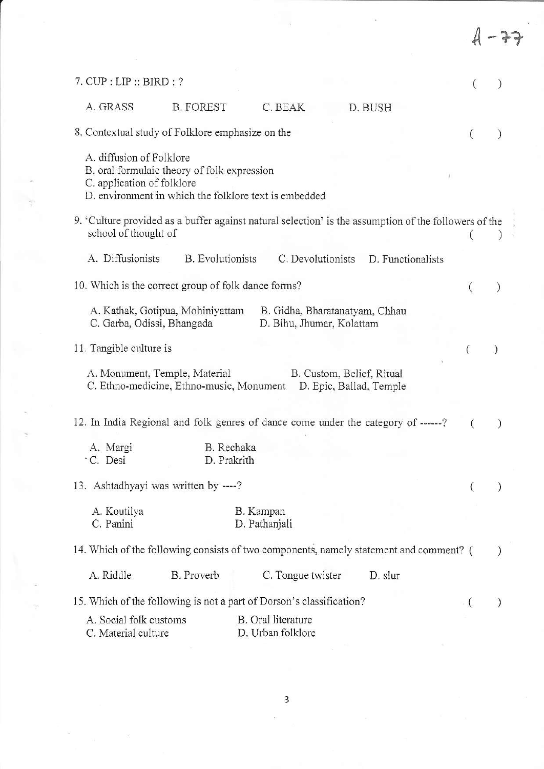7. CUP : LIP :: BIRD : ? ( )

A. GRASS B. FOREST C. BEAK D. BUSH

8. Contextual study of Folklore emphasize on the ( )

A. diffusion of Folklore
B. oral formulaic theory of folk expression
C. application of folklore
D. environment in which the folklore text is embedded

9. 'Culture provided as a buffer against natural selection' is the assumption of the followers of the school of thought of ( )

A. Diffusionists B. Evolutionists C. Devolutionists D. Functionalists

10. Which is the correct group of folk dance forms? ( )

A. Kathak, Gotipua, Mohiniyattam B. Gidha, Bharatanatyam, Chhau
C. Garba, Odissi, Bhangada D. Bihu, Jhumar, Kolattam

11. Tangible culture is ( )

A. Monument, Temple, Material B. Custom, Belief, Ritual
C. Ethno-medicine, Ethno-music, Monument D. Epic, Ballad, Temple

12. In India Regional and folk genres of dance come under the category of ------? ( )

A. Margi B. Rechaka
C. Desi D. Prakrith

13. Ashtadhyayi was written by ----? ( )

A. Koutilya B. Kampan
C. Panini D. Pathanjali

14. Which of the following consists of two components, namely statement and comment? ( )

A. Riddle B. Proverb C. Tongue twister D. slur

15. Which of the following is not a part of Dorson's classification? ( )

A. Social folk customs B. Oral literature
C. Material culture D. Urban folklore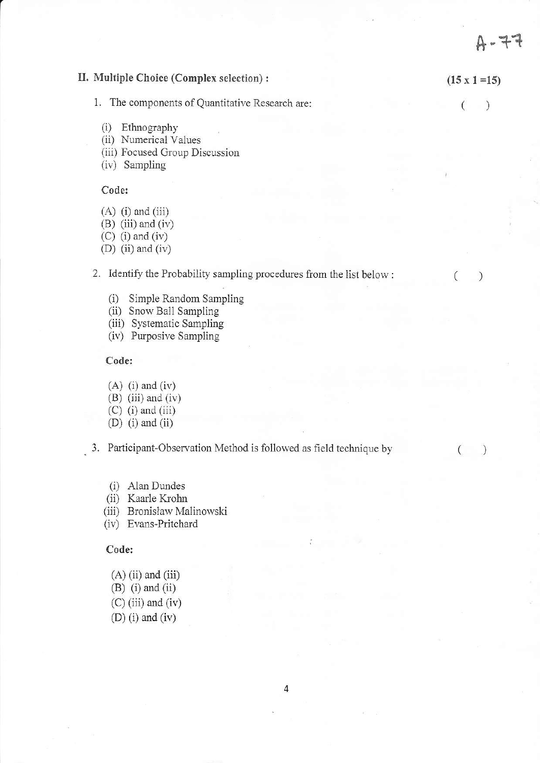A-77

## II. Multiple Choice (Complex selection) :

**(15 x 1 =15)**

1. The components of Quantitative Research are: ( )

   (i) Ethnography
   (ii) Numerical Values
   (iii) Focused Group Discussion
   (iv) Sampling

   **Code:**

   (A) (i) and (iii)
   (B) (iii) and (iv)
   (C) (i) and (iv)
   (D) (ii) and (iv)

2. Identify the Probability sampling procedures from the list below : ( )

   (i) Simple Random Sampling
   (ii) Snow Ball Sampling
   (iii) Systematic Sampling
   (iv) Purposive Sampling

   **Code:**

   (A) (i) and (iv)
   (B) (iii) and (iv)
   (C) (i) and (iii)
   (D) (i) and (ii)

3. Participant-Observation Method is followed as field technique by ( )

   (i) Alan Dundes
   (ii) Kaarle Krohn
   (iii) Bronisław Malinowski
   (iv) Evans-Pritchard

   **Code:**

   (A) (ii) and (iii)
   (B) (i) and (ii)
   (C) (iii) and (iv)
   (D) (i) and (iv)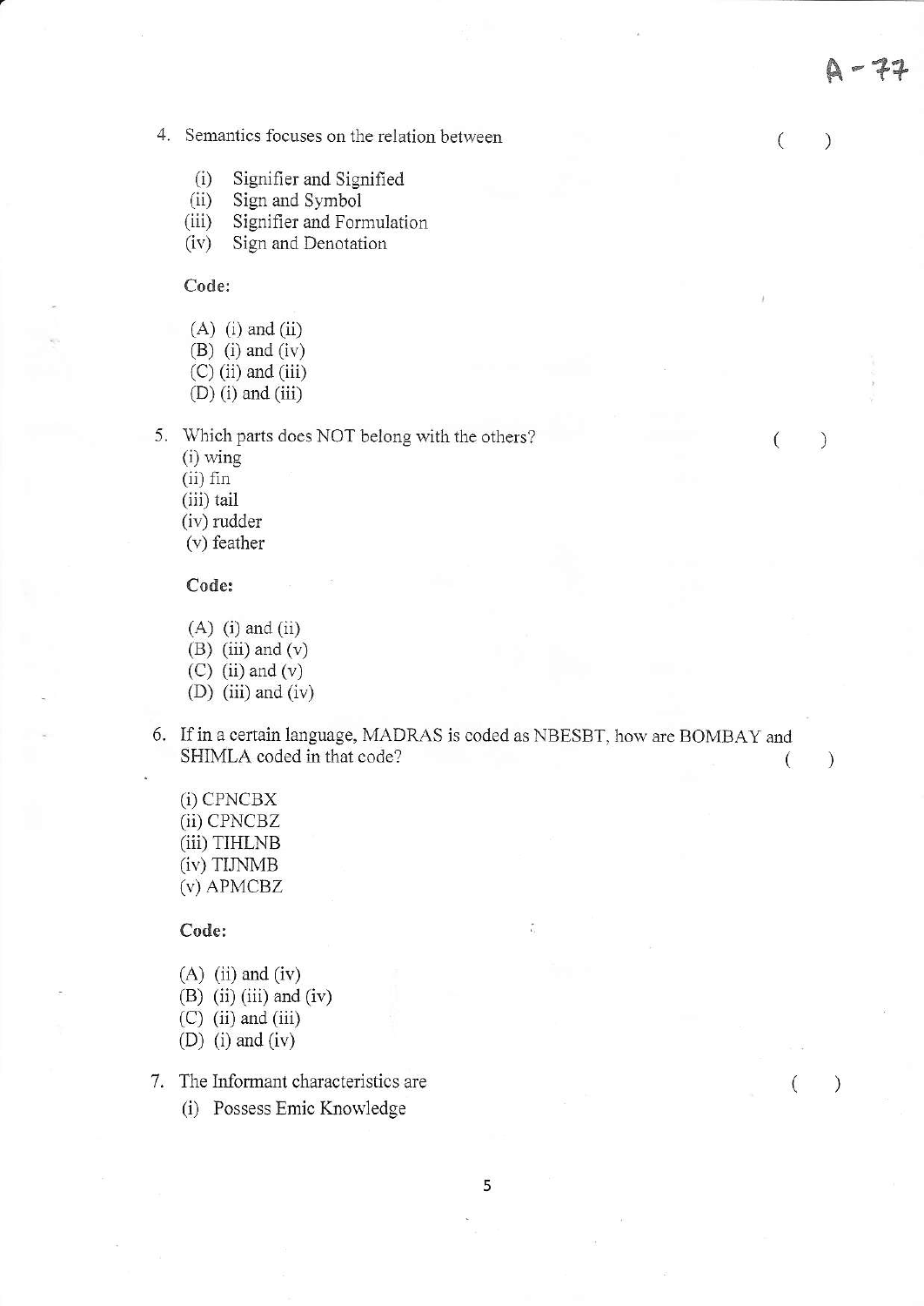A - 77

4. Semantics focuses on the relation between ( )

   (i) Signifier and Signified
   (ii) Sign and Symbol
   (iii) Signifier and Formulation
   (iv) Sign and Denotation

   **Code:**

   (A) (i) and (ii)
   (B) (i) and (iv)
   (C) (ii) and (iii)
   (D) (i) and (iii)

5. Which parts does NOT belong with the others? ( )

   (i) wing
   (ii) fin
   (iii) tail
   (iv) rudder
   (v) feather

   **Code:**

   (A) (i) and (ii)
   (B) (iii) and (v)
   (C) (ii) and (v)
   (D) (iii) and (iv)

6. If in a certain language, MADRAS is coded as NBESBT, how are BOMBAY and SHIMLA coded in that code? ( )

   (i) CPNCBX
   (ii) CPNCBZ
   (iii) TIHLNB
   (iv) TIJNMB
   (v) APMCBZ

   **Code:**

   (A) (ii) and (iv)
   (B) (ii) (iii) and (iv)
   (C) (ii) and (iii)
   (D) (i) and (iv)

7. The Informant characteristics are ( )

   (i) Possess Emic Knowledge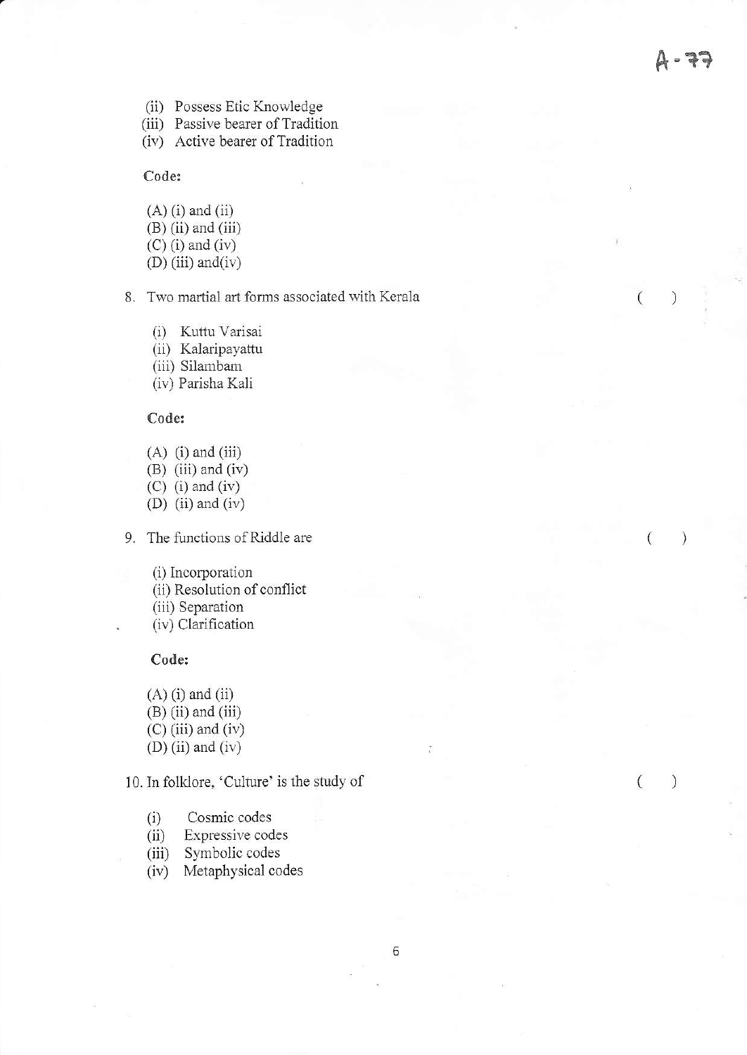A - 77

(ii) Possess Etic Knowledge
(iii) Passive bearer of Tradition
(iv) Active bearer of Tradition

**Code:**

(A) (i) and (ii)
(B) (ii) and (iii)
(C) (i) and (iv)
(D) (iii) and(iv)

8. Two martial art forms associated with Kerala ( )

   (i) Kuttu Varisai
   (ii) Kalaripayattu
   (iii) Silambam
   (iv) Parisha Kali

   **Code:**

   (A) (i) and (iii)
   (B) (iii) and (iv)
   (C) (i) and (iv)
   (D) (ii) and (iv)

9. The functions of Riddle are ( )

   (i) Incorporation
   (ii) Resolution of conflict
   (iii) Separation
   (iv) Clarification

   **Code:**

   (A) (i) and (ii)
   (B) (ii) and (iii)
   (C) (iii) and (iv)
   (D) (ii) and (iv)

10. In folklore, 'Culture' is the study of ( )

    (i) Cosmic codes
    (ii) Expressive codes
    (iii) Symbolic codes
    (iv) Metaphysical codes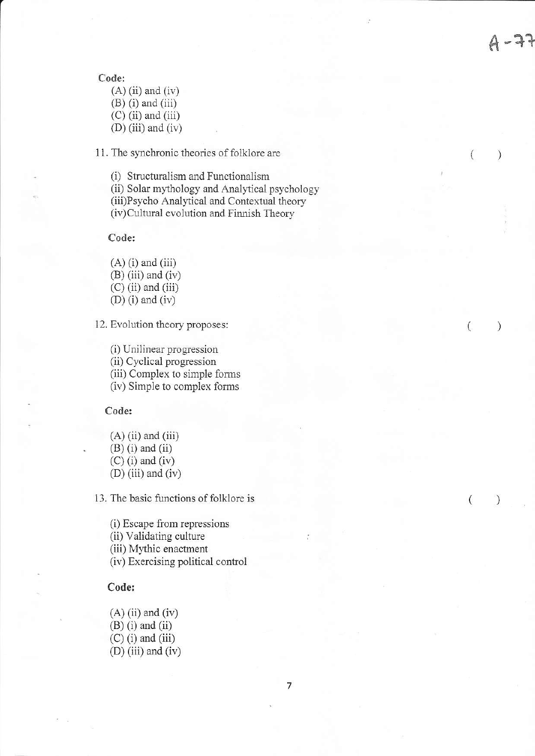Code:

(A) (ii) and (iv)
(B) (i) and (iii)
(C) (ii) and (iii)
(D) (iii) and (iv)

11. The synchronic theories of folklore are ( )

(i) Structuralism and Functionalism
(ii) Solar mythology and Analytical psychology
(iii)Psycho Analytical and Contextual theory
(iv)Cultural evolution and Finnish Theory

**Code:**

(A) (i) and (iii)
(B) (iii) and (iv)
(C) (ii) and (iii)
(D) (i) and (iv)

12. Evolution theory proposes: ( )

(i) Unilinear progression
(ii) Cyclical progression
(iii) Complex to simple forms
(iv) Simple to complex forms

**Code:**

(A) (ii) and (iii)
(B) (i) and (ii)
(C) (i) and (iv)
(D) (iii) and (iv)

13. The basic functions of folklore is ( )

(i) Escape from repressions
(ii) Validating culture
(iii) Mythic enactment
(iv) Exercising political control

**Code:**

(A) (ii) and (iv)
(B) (i) and (ii)
(C) (i) and (iii)
(D) (iii) and (iv)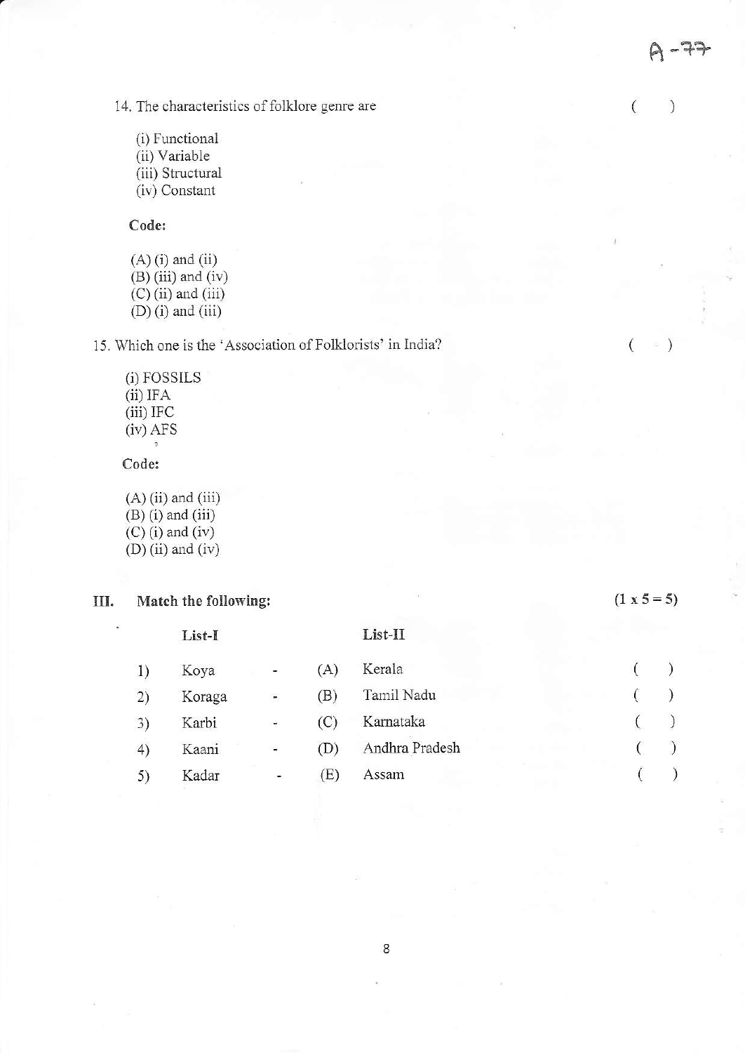14. The characteristics of folklore genre are ( )

(i) Functional
(ii) Variable
(iii) Structural
(iv) Constant

**Code:**

(A) (i) and (ii)
(B) (iii) and (iv)
(C) (ii) and (iii)
(D) (i) and (iii)

15. Which one is the 'Association of Folklorists' in India? ( )

(i) FOSSILS
(ii) IFA
(iii) IFC
(iv) AFS

**Code:**

(A) (ii) and (iii)
(B) (i) and (iii)
(C) (i) and (iv)
(D) (ii) and (iv)

**III. Match the following:** **(1 x 5 = 5)**

| | List-I | | | List-II | |
|---|---|---|---|---|---|
| 1) | Koya | - | (A) | Kerala | ( ) |
| 2) | Koraga | - | (B) | Tamil Nadu | ( ) |
| 3) | Karbi | - | (C) | Karnataka | ( ) |
| 4) | Kaani | - | (D) | Andhra Pradesh | ( ) |
| 5) | Kadar | - | (E) | Assam | ( ) |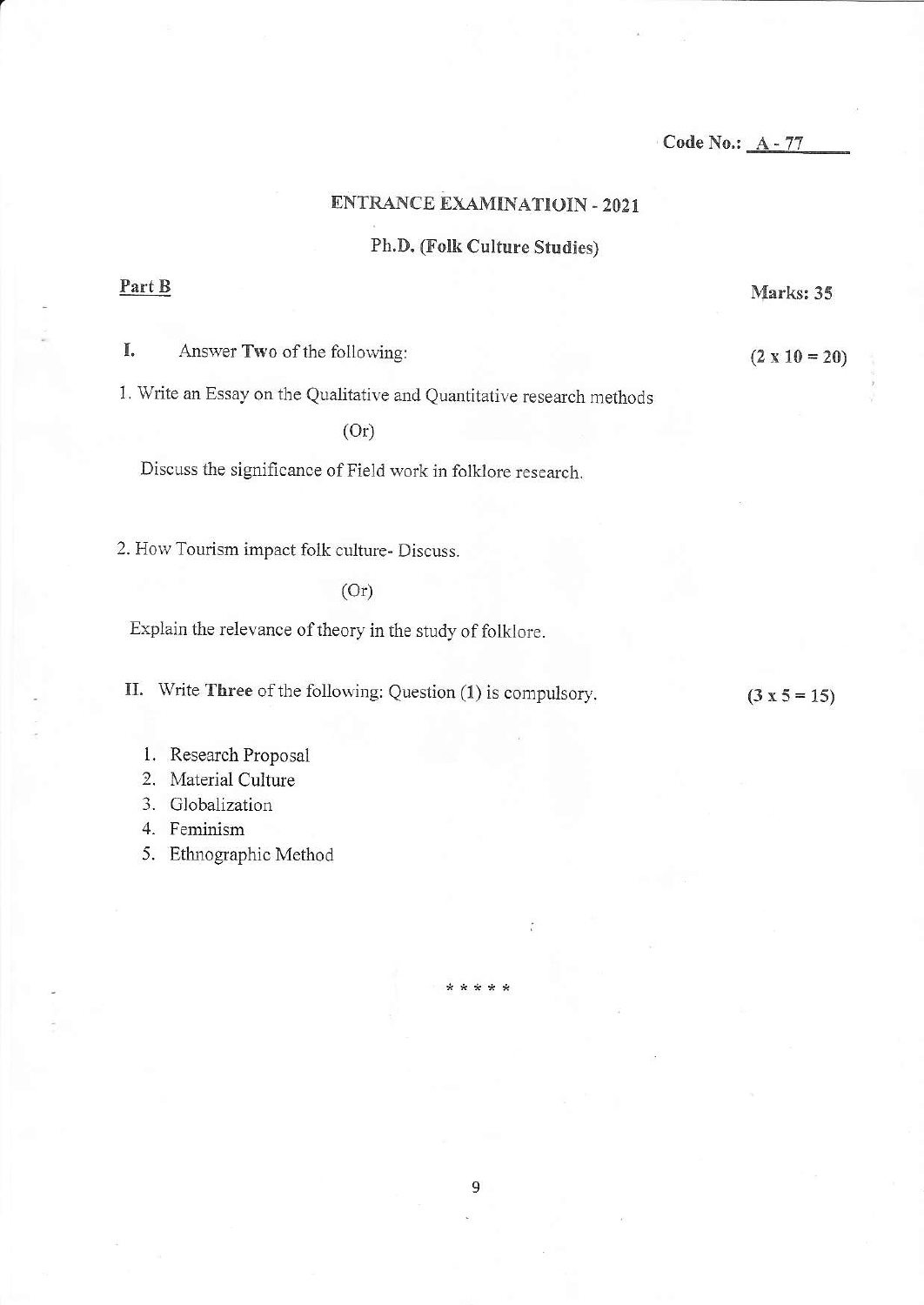Code No.: A - 77

# ENTRANCE EXAMINATIOIN - 2021

## Ph.D. (Folk Culture Studies)

**Part B** | **Marks: 35**

**I.** Answer **Two** of the following: **(2 x 10 = 20)**

1. Write an Essay on the Qualitative and Quantitative research methods

(Or)

Discuss the significance of Field work in folklore research.

2. How Tourism impact folk culture- Discuss.

(Or)

Explain the relevance of theory in the study of folklore.

**II.** Write **Three** of the following: Question (1) is compulsory. **(3 x 5 = 15)**

1. Research Proposal
2. Material Culture
3. Globalization
4. Feminism
5. Ethnographic Method

\* \* \* \* \*